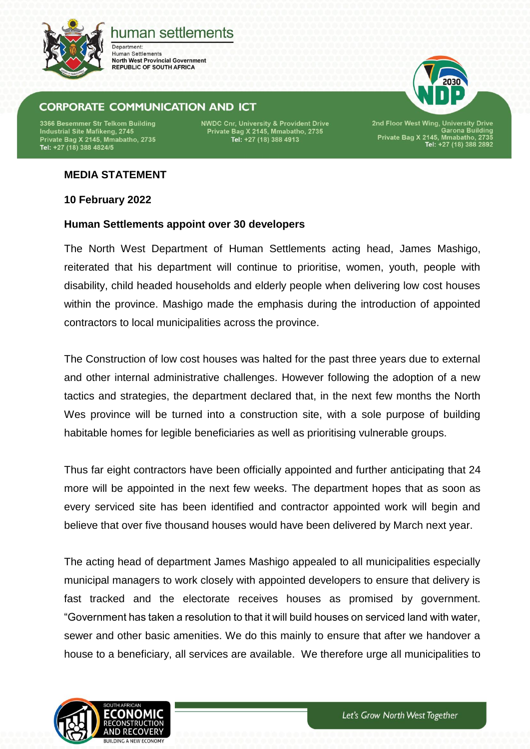human settlements

Department:
Human Settlements
North West Provincial Government
REPUBLIC OF SOUTH AFRICA

CORPORATE COMMUNICATION AND ICT

3366 Besemmer Str Telkom Building
Industrial Site Mafikeng, 2745
Private Bag X 2145, Mmabatho, 2735
Tel: +27 (18) 388 4824/5

NWDC Cnr, University & Provident Drive
Private Bag X 2145, Mmabatho, 2735
Tel: +27 (18) 388 4913

2nd Floor West Wing, University Drive
Garona Building
Private Bag X 2145, Mmabatho, 2735
Tel: +27 (18) 388 2892

**MEDIA STATEMENT**

**10 February 2022**

**Human Settlements appoint over 30 developers**

The North West Department of Human Settlements acting head, James Mashigo, reiterated that his department will continue to prioritise, women, youth, people with disability, child headed households and elderly people when delivering low cost houses within the province. Mashigo made the emphasis during the introduction of appointed contractors to local municipalities across the province.

The Construction of low cost houses was halted for the past three years due to external and other internal administrative challenges. However following the adoption of a new tactics and strategies, the department declared that, in the next few months the North Wes province will be turned into a construction site, with a sole purpose of building habitable homes for legible beneficiaries as well as prioritising vulnerable groups.

Thus far eight contractors have been officially appointed and further anticipating that 24 more will be appointed in the next few weeks. The department hopes that as soon as every serviced site has been identified and contractor appointed work will begin and believe that over five thousand houses would have been delivered by March next year.

The acting head of department James Mashigo appealed to all municipalities especially municipal managers to work closely with appointed developers to ensure that delivery is fast tracked and the electorate receives houses as promised by government. "Government has taken a resolution to that it will build houses on serviced land with water, sewer and other basic amenities. We do this mainly to ensure that after we handover a house to a beneficiary, all services are available. We therefore urge all municipalities to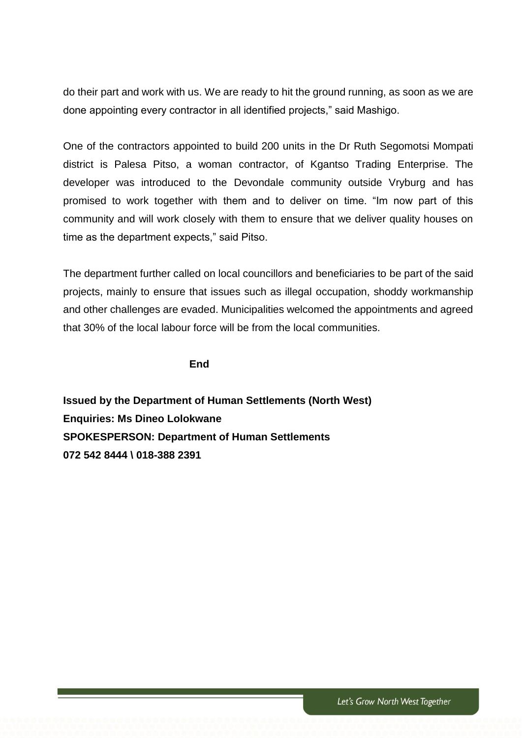do their part and work with us. We are ready to hit the ground running, as soon as we are done appointing every contractor in all identified projects," said Mashigo.

One of the contractors appointed to build 200 units in the Dr Ruth Segomotsi Mompati district is Palesa Pitso, a woman contractor, of Kgantso Trading Enterprise. The developer was introduced to the Devondale community outside Vryburg and has promised to work together with them and to deliver on time. "Im now part of this community and will work closely with them to ensure that we deliver quality houses on time as the department expects," said Pitso.

The department further called on local councillors and beneficiaries to be part of the said projects, mainly to ensure that issues such as illegal occupation, shoddy workmanship and other challenges are evaded. Municipalities welcomed the appointments and agreed that 30% of the local labour force will be from the local communities.

**End**

**Issued by the Department of Human Settlements (North West)**
**Enquiries: Ms Dineo Lolokwane**
**SPOKESPERSON: Department of Human Settlements**
**072 542 8444 \ 018-388 2391**